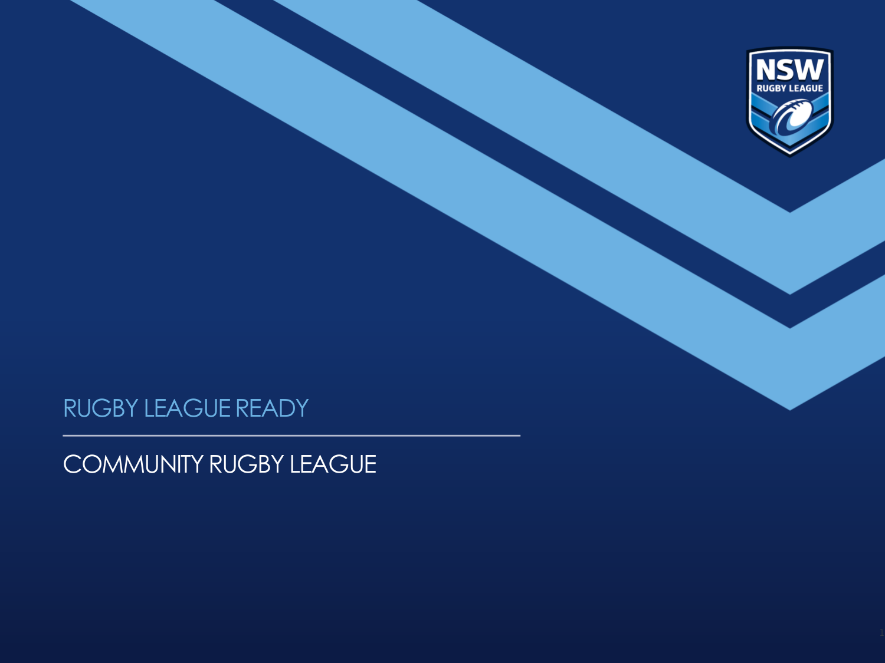# RUGBY LEAGUE READY

## COMMUNITY RUGBY LEAGUE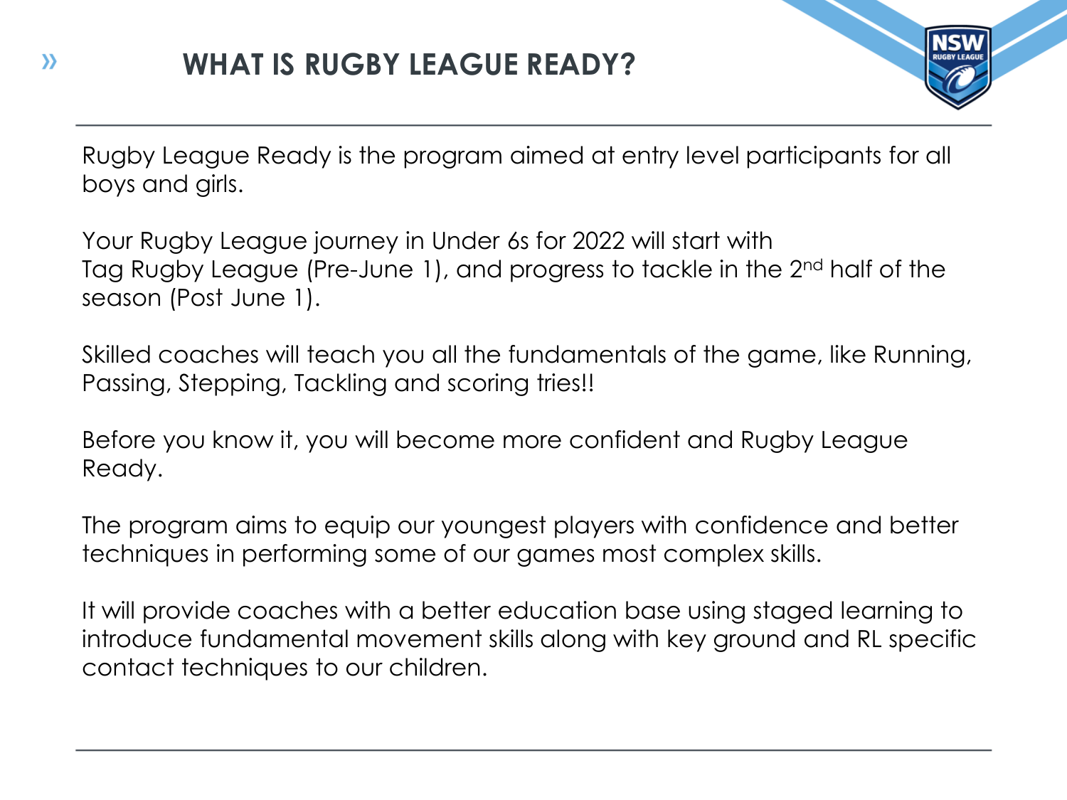# WHAT IS RUGBY LEAGUE READY?

Rugby League Ready is the program aimed at entry level participants for all boys and girls.

Your Rugby League journey in Under 6s for 2022 will start with Tag Rugby League (Pre-June 1), and progress to tackle in the 2nd half of the season (Post June 1).

Skilled coaches will teach you all the fundamentals of the game, like Running, Passing, Stepping, Tackling and scoring tries!!

Before you know it, you will become more confident and Rugby League Ready.

The program aims to equip our youngest players with confidence and better techniques in performing some of our games most complex skills.

It will provide coaches with a better education base using staged learning to introduce fundamental movement skills along with key ground and RL specific contact techniques to our children.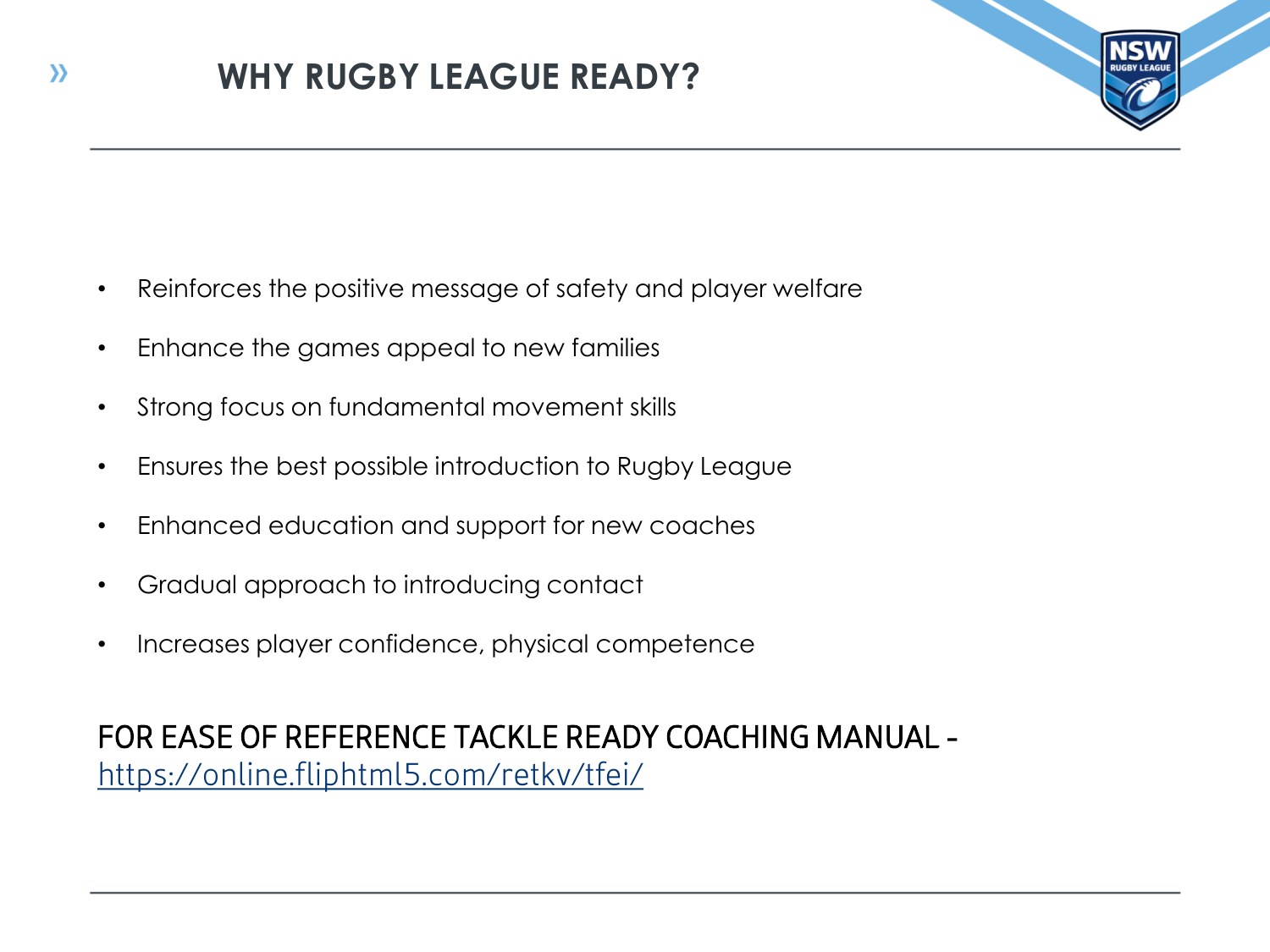# WHY RUGBY LEAGUE READY?

- Reinforces the positive message of safety and player welfare
- Enhance the games appeal to new families
- Strong focus on fundamental movement skills
- Ensures the best possible introduction to Rugby League
- Enhanced education and support for new coaches
- Gradual approach to introducing contact
- Increases player confidence, physical competence

FOR EASE OF REFERENCE TACKLE READY COACHING MANUAL - [https://online.fliphtml5.com/retkv/tfei/](https://online.fliphtml5.com/retkv/tfei/)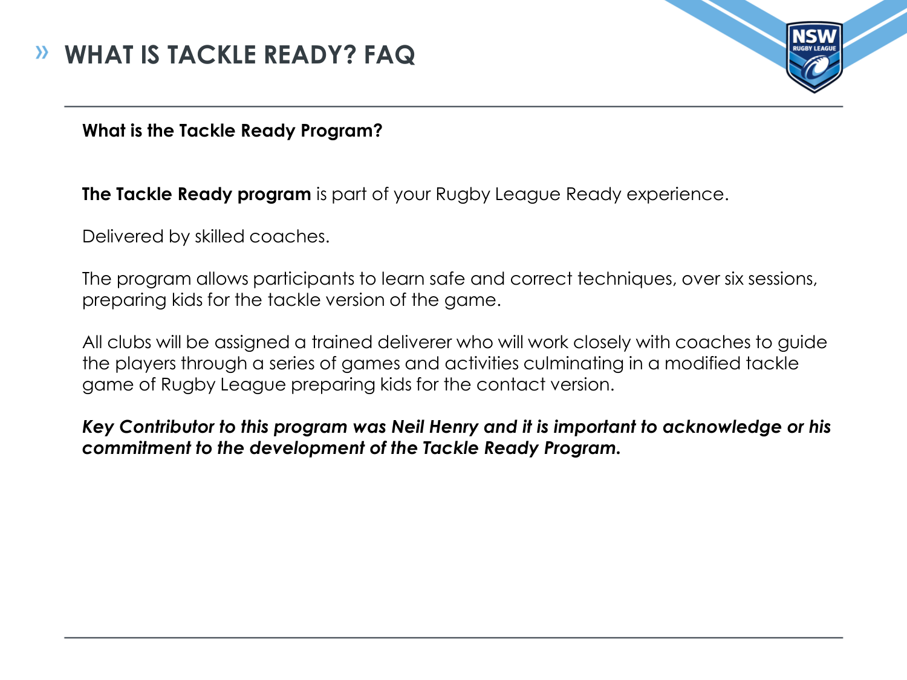# WHAT IS TACKLE READY? FAQ

**What is the Tackle Ready Program?**

**The Tackle Ready program** is part of your Rugby League Ready experience.

Delivered by skilled coaches.

The program allows participants to learn safe and correct techniques, over six sessions, preparing kids for the tackle version of the game.

All clubs will be assigned a trained deliverer who will work closely with coaches to guide the players through a series of games and activities culminating in a modified tackle game of Rugby League preparing kids for the contact version.

***Key Contributor to this program was Neil Henry and it is important to acknowledge or his commitment to the development of the Tackle Ready Program.***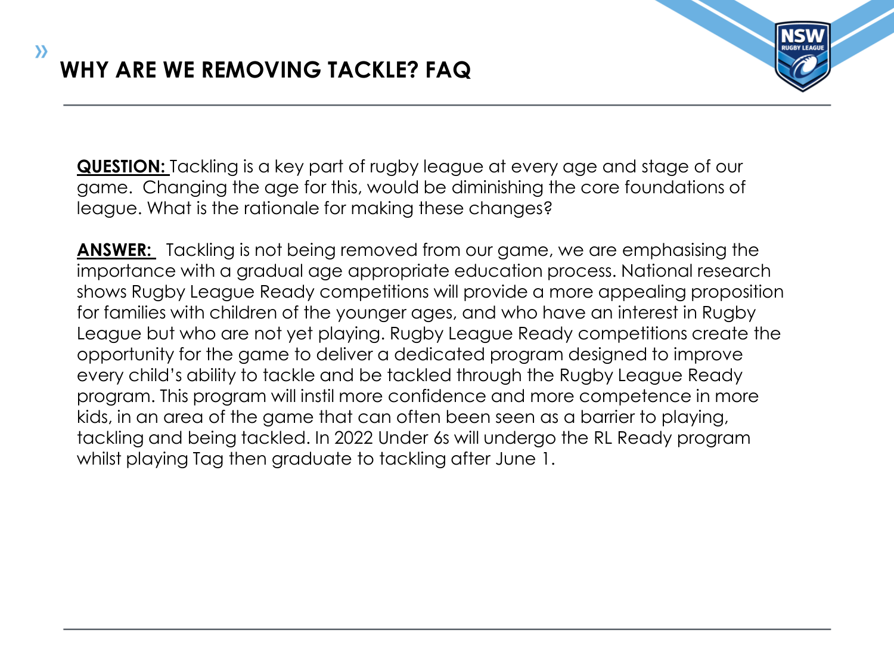## WHY ARE WE REMOVING TACKLE? FAQ

**QUESTION:** Tackling is a key part of rugby league at every age and stage of our game. Changing the age for this, would be diminishing the core foundations of league. What is the rationale for making these changes?

**ANSWER:** Tackling is not being removed from our game, we are emphasising the importance with a gradual age appropriate education process. National research shows Rugby League Ready competitions will provide a more appealing proposition for families with children of the younger ages, and who have an interest in Rugby League but who are not yet playing. Rugby League Ready competitions create the opportunity for the game to deliver a dedicated program designed to improve every child's ability to tackle and be tackled through the Rugby League Ready program. This program will instil more confidence and more competence in more kids, in an area of the game that can often been seen as a barrier to playing, tackling and being tackled. In 2022 Under 6s will undergo the RL Ready program whilst playing Tag then graduate to tackling after June 1.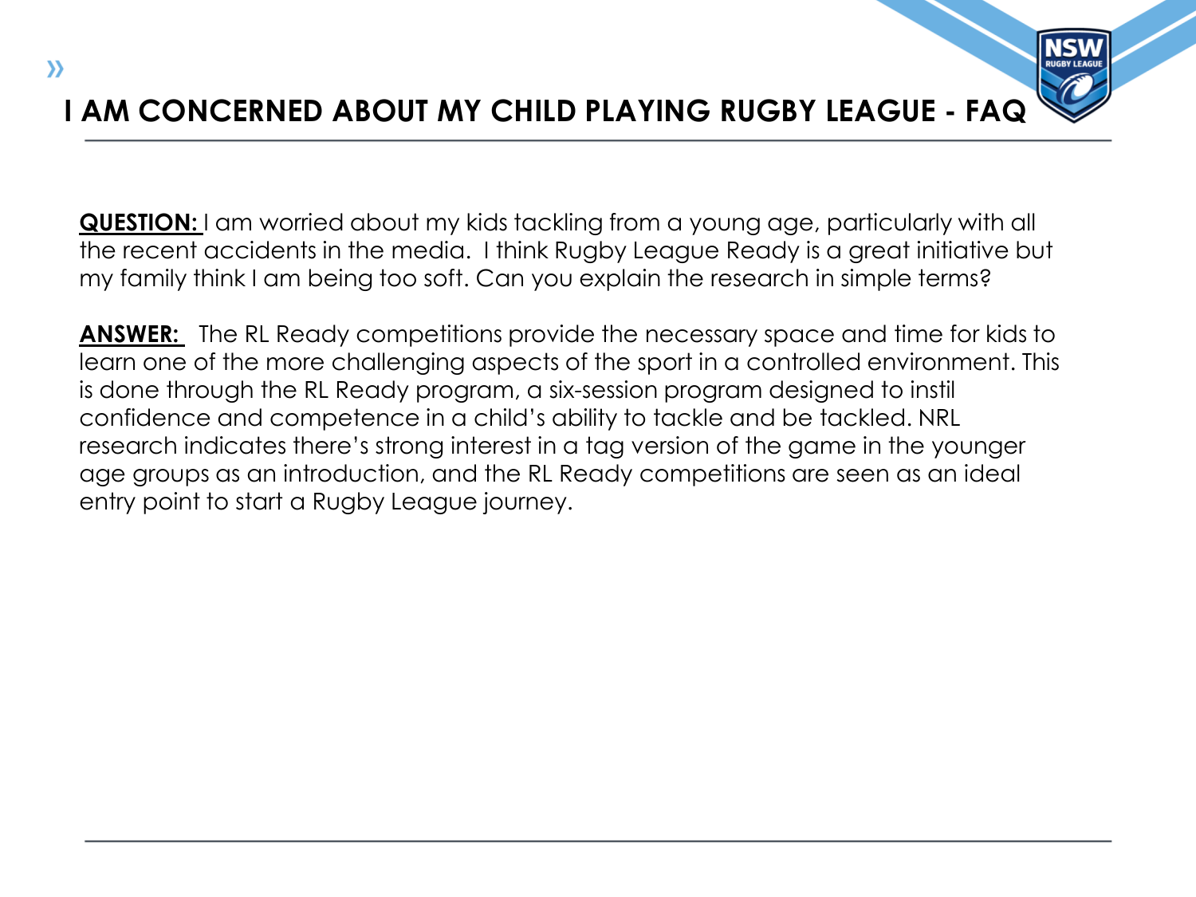# I AM CONCERNED ABOUT MY CHILD PLAYING RUGBY LEAGUE - FAQ

**QUESTION:** I am worried about my kids tackling from a young age, particularly with all the recent accidents in the media. I think Rugby League Ready is a great initiative but my family think I am being too soft. Can you explain the research in simple terms?

**ANSWER:** The RL Ready competitions provide the necessary space and time for kids to learn one of the more challenging aspects of the sport in a controlled environment. This is done through the RL Ready program, a six-session program designed to instil confidence and competence in a child's ability to tackle and be tackled. NRL research indicates there's strong interest in a tag version of the game in the younger age groups as an introduction, and the RL Ready competitions are seen as an ideal entry point to start a Rugby League journey.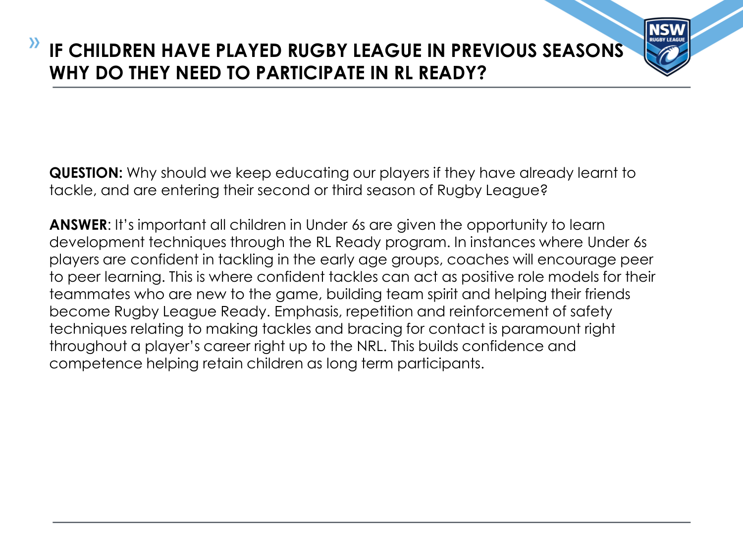# IF CHILDREN HAVE PLAYED RUGBY LEAGUE IN PREVIOUS SEASONS WHY DO THEY NEED TO PARTICIPATE IN RL READY?

**QUESTION:** Why should we keep educating our players if they have already learnt to tackle, and are entering their second or third season of Rugby League?

**ANSWER**: It's important all children in Under 6s are given the opportunity to learn development techniques through the RL Ready program. In instances where Under 6s players are confident in tackling in the early age groups, coaches will encourage peer to peer learning. This is where confident tackles can act as positive role models for their teammates who are new to the game, building team spirit and helping their friends become Rugby League Ready. Emphasis, repetition and reinforcement of safety techniques relating to making tackles and bracing for contact is paramount right throughout a player's career right up to the NRL. This builds confidence and competence helping retain children as long term participants.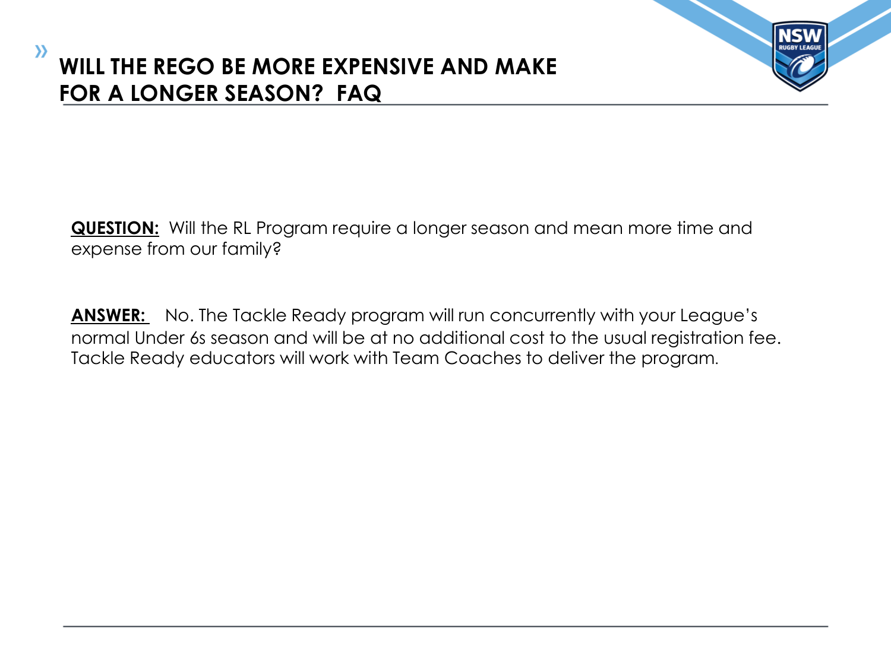# WILL THE REGO BE MORE EXPENSIVE AND MAKE FOR A LONGER SEASON? FAQ

**QUESTION:** Will the RL Program require a longer season and mean more time and expense from our family?

**ANSWER:** No. The Tackle Ready program will run concurrently with your League's normal Under 6s season and will be at no additional cost to the usual registration fee. Tackle Ready educators will work with Team Coaches to deliver the program.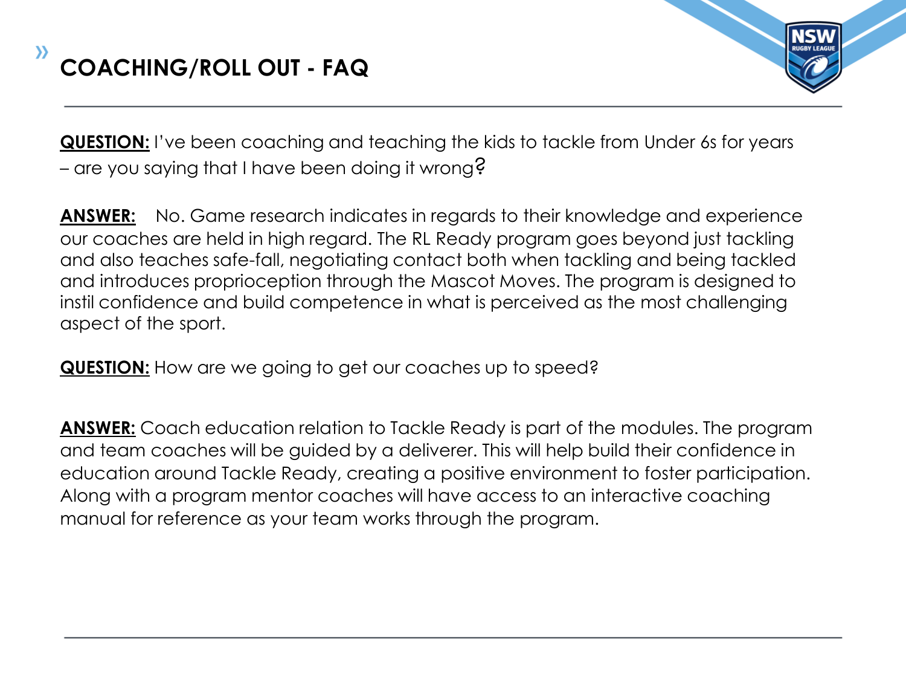# COACHING/ROLL OUT - FAQ

**QUESTION:** I've been coaching and teaching the kids to tackle from Under 6s for years – are you saying that I have been doing it wrong?

**ANSWER:** No. Game research indicates in regards to their knowledge and experience our coaches are held in high regard. The RL Ready program goes beyond just tackling and also teaches safe-fall, negotiating contact both when tackling and being tackled and introduces proprioception through the Mascot Moves. The program is designed to instil confidence and build competence in what is perceived as the most challenging aspect of the sport.

**QUESTION:** How are we going to get our coaches up to speed?

**ANSWER:** Coach education relation to Tackle Ready is part of the modules. The program and team coaches will be guided by a deliverer. This will help build their confidence in education around Tackle Ready, creating a positive environment to foster participation. Along with a program mentor coaches will have access to an interactive coaching manual for reference as your team works through the program.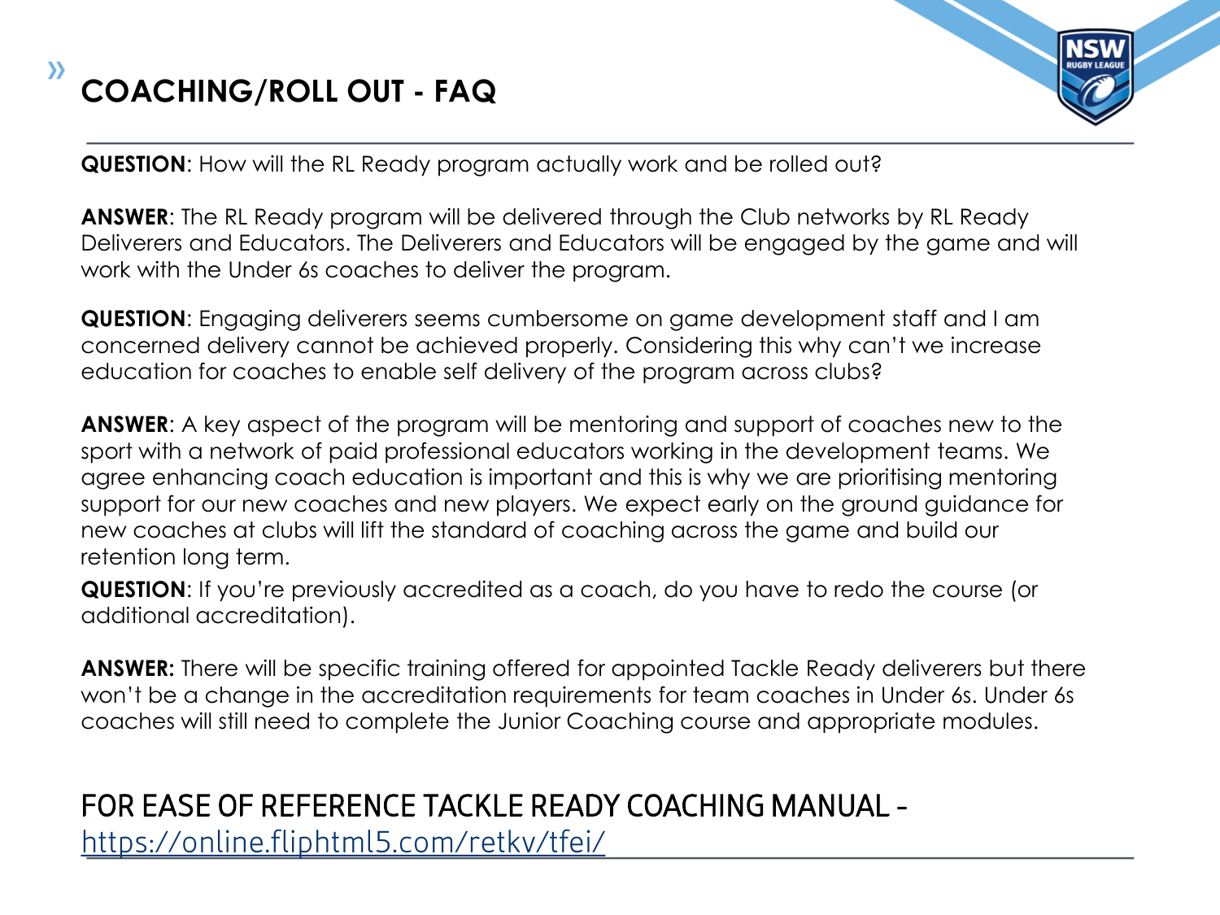# COACHING/ROLL OUT - FAQ

**QUESTION**: How will the RL Ready program actually work and be rolled out?

**ANSWER**: The RL Ready program will be delivered through the Club networks by RL Ready Deliverers and Educators. The Deliverers and Educators will be engaged by the game and will work with the Under 6s coaches to deliver the program.

**QUESTION**: Engaging deliverers seems cumbersome on game development staff and I am concerned delivery cannot be achieved properly. Considering this why can't we increase education for coaches to enable self delivery of the program across clubs?

**ANSWER**: A key aspect of the program will be mentoring and support of coaches new to the sport with a network of paid professional educators working in the development teams. We agree enhancing coach education is important and this is why we are prioritising mentoring support for our new coaches and new players. We expect early on the ground guidance for new coaches at clubs will lift the standard of coaching across the game and build our retention long term.

**QUESTION**: If you're previously accredited as a coach, do you have to redo the course (or additional accreditation).

**ANSWER:** There will be specific training offered for appointed Tackle Ready deliverers but there won't be a change in the accreditation requirements for team coaches in Under 6s. Under 6s coaches will still need to complete the Junior Coaching course and appropriate modules.

FOR EASE OF REFERENCE TACKLE READY COACHING MANUAL - [https://online.fliphtml5.com/retkv/tfei/](https://online.fliphtml5.com/retkv/tfei/)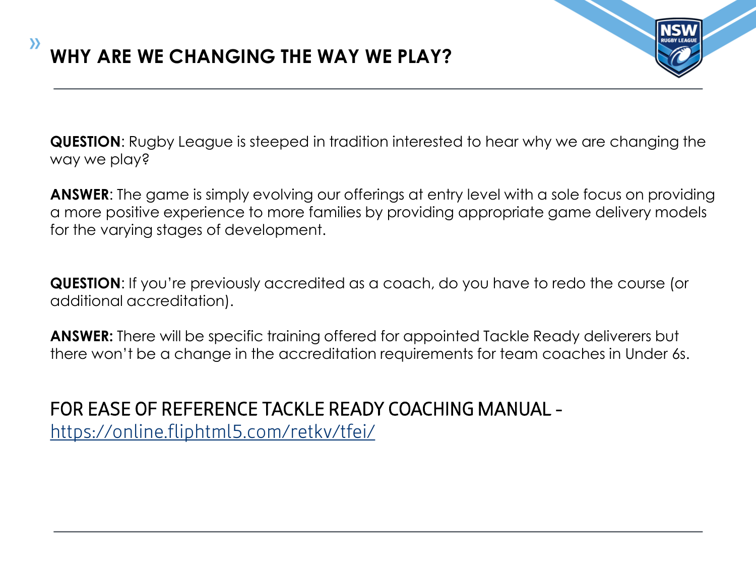## WHY ARE WE CHANGING THE WAY WE PLAY?

**QUESTION**: Rugby League is steeped in tradition interested to hear why we are changing the way we play?

**ANSWER**: The game is simply evolving our offerings at entry level with a sole focus on providing a more positive experience to more families by providing appropriate game delivery models for the varying stages of development.

**QUESTION**: If you're previously accredited as a coach, do you have to redo the course (or additional accreditation).

**ANSWER:** There will be specific training offered for appointed Tackle Ready deliverers but there won't be a change in the accreditation requirements for team coaches in Under 6s.

FOR EASE OF REFERENCE TACKLE READY COACHING MANUAL – https://online.fliphtml5.com/retkv/tfei/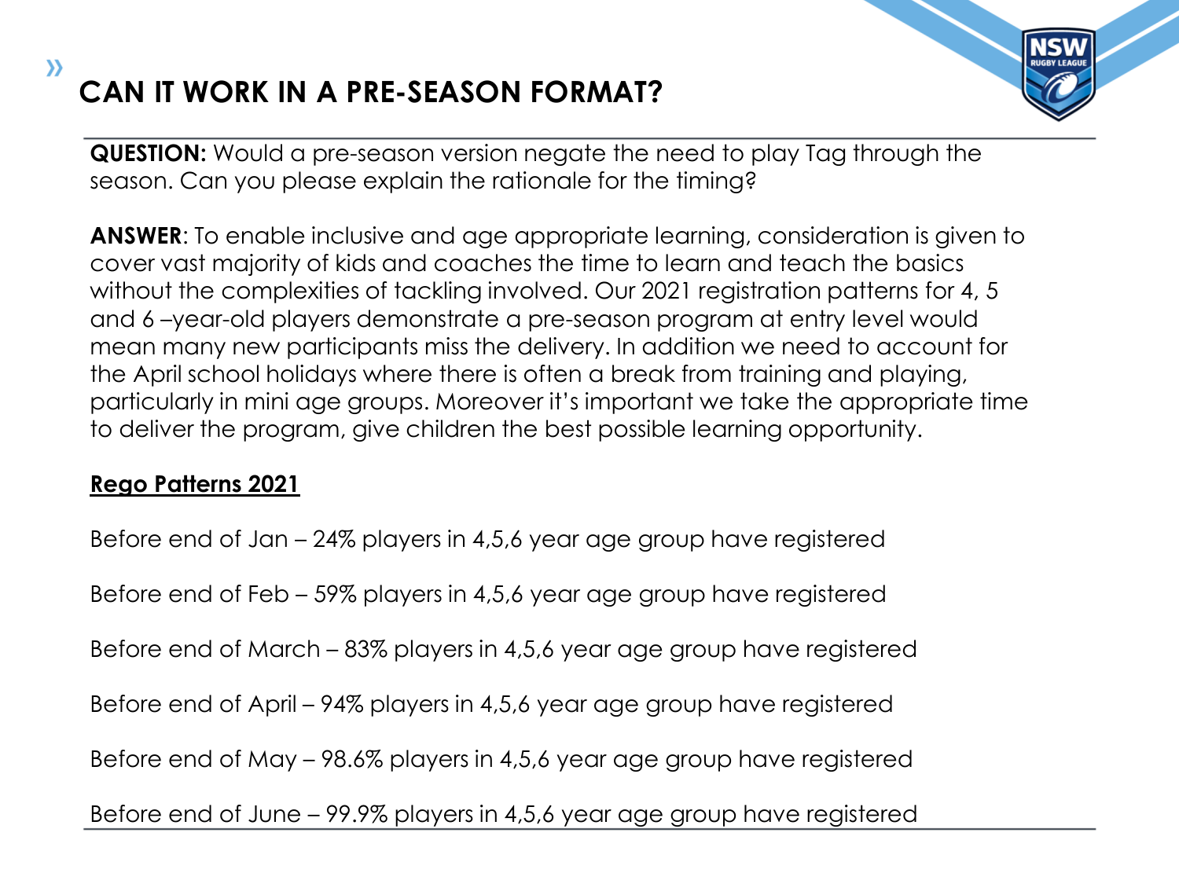# CAN IT WORK IN A PRE-SEASON FORMAT?

**QUESTION:** Would a pre-season version negate the need to play Tag through the season. Can you please explain the rationale for the timing?

**ANSWER**: To enable inclusive and age appropriate learning, consideration is given to cover vast majority of kids and coaches the time to learn and teach the basics without the complexities of tackling involved. Our 2021 registration patterns for 4, 5 and 6 –year-old players demonstrate a pre-season program at entry level would mean many new participants miss the delivery. In addition we need to account for the April school holidays where there is often a break from training and playing, particularly in mini age groups. Moreover it's important we take the appropriate time to deliver the program, give children the best possible learning opportunity.

**<u>Rego Patterns 2021</u>**

Before end of Jan – 24% players in 4,5,6 year age group have registered

Before end of Feb – 59% players in 4,5,6 year age group have registered

Before end of March – 83% players in 4,5,6 year age group have registered

Before end of April – 94% players in 4,5,6 year age group have registered

Before end of May – 98.6% players in 4,5,6 year age group have registered

Before end of June – 99.9% players in 4,5,6 year age group have registered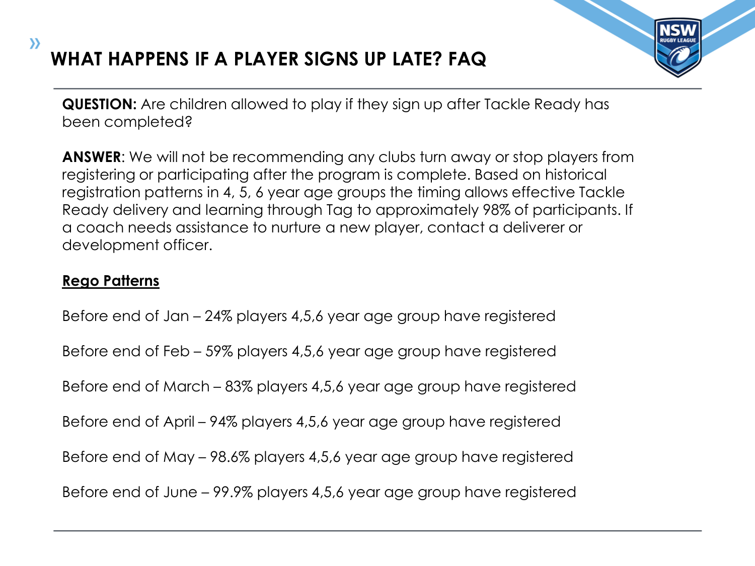# WHAT HAPPENS IF A PLAYER SIGNS UP LATE? FAQ

**QUESTION:** Are children allowed to play if they sign up after Tackle Ready has been completed?

**ANSWER**: We will not be recommending any clubs turn away or stop players from registering or participating after the program is complete. Based on historical registration patterns in 4, 5, 6 year age groups the timing allows effective Tackle Ready delivery and learning through Tag to approximately 98% of participants. If a coach needs assistance to nurture a new player, contact a deliverer or development officer.

**Rego Patterns**

Before end of Jan – 24% players 4,5,6 year age group have registered

Before end of Feb – 59% players 4,5,6 year age group have registered

Before end of March – 83% players 4,5,6 year age group have registered

Before end of April – 94% players 4,5,6 year age group have registered

Before end of May – 98.6% players 4,5,6 year age group have registered

Before end of June – 99.9% players 4,5,6 year age group have registered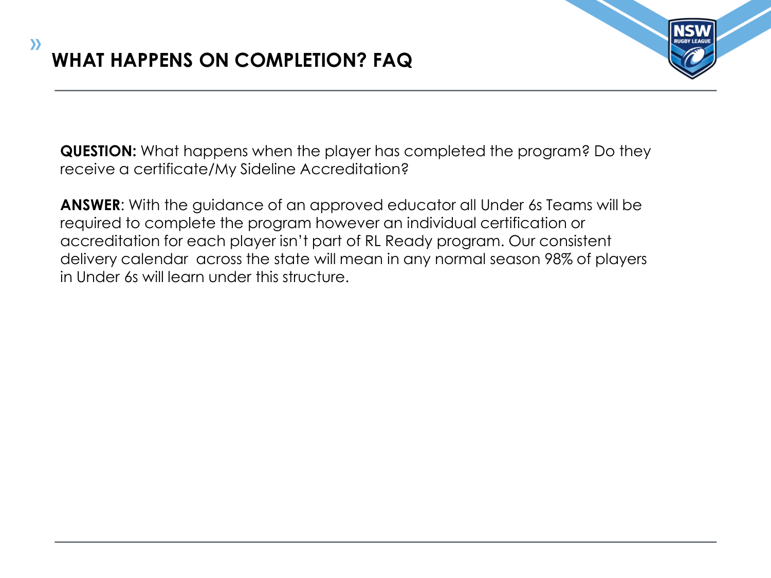# WHAT HAPPENS ON COMPLETION? FAQ

**QUESTION:** What happens when the player has completed the program? Do they receive a certificate/My Sideline Accreditation?

**ANSWER**: With the guidance of an approved educator all Under 6s Teams will be required to complete the program however an individual certification or accreditation for each player isn't part of RL Ready program. Our consistent delivery calendar across the state will mean in any normal season 98% of players in Under 6s will learn under this structure.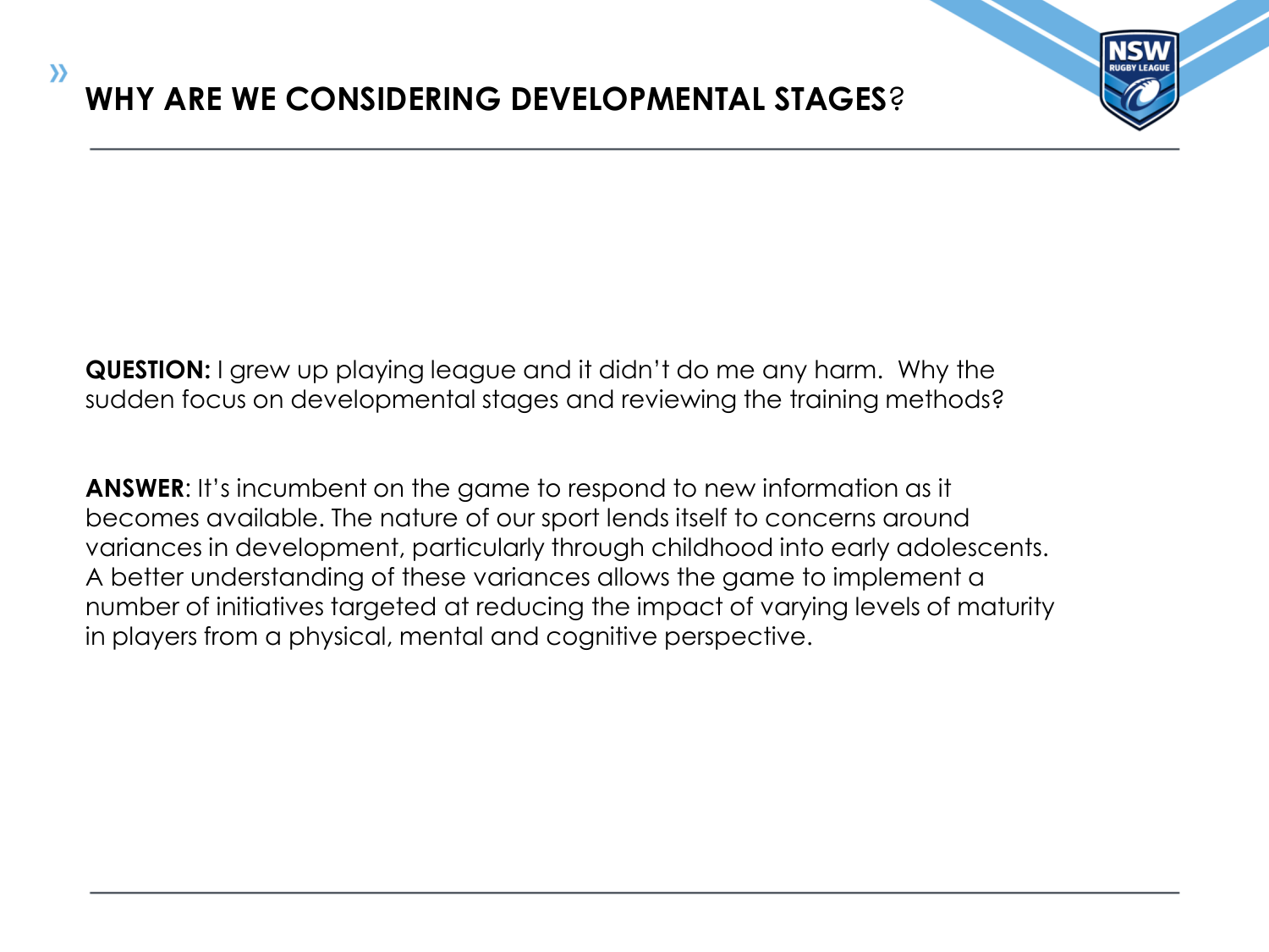## WHY ARE WE CONSIDERING DEVELOPMENTAL STAGES?

**QUESTION:** I grew up playing league and it didn't do me any harm. Why the sudden focus on developmental stages and reviewing the training methods?

**ANSWER**: It's incumbent on the game to respond to new information as it becomes available. The nature of our sport lends itself to concerns around variances in development, particularly through childhood into early adolescents. A better understanding of these variances allows the game to implement a number of initiatives targeted at reducing the impact of varying levels of maturity in players from a physical, mental and cognitive perspective.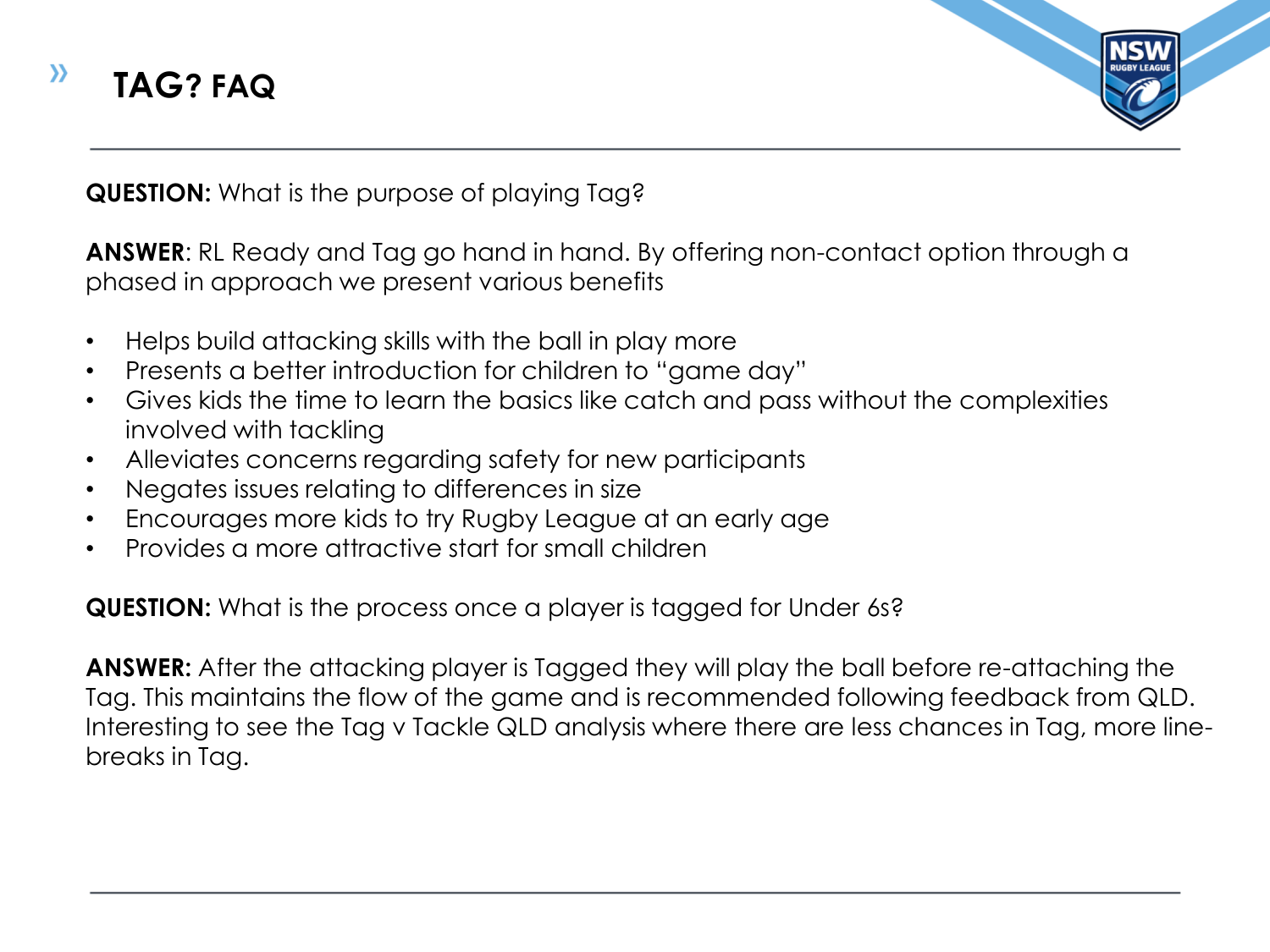# TAG? FAQ

**QUESTION:** What is the purpose of playing Tag?

**ANSWER**: RL Ready and Tag go hand in hand. By offering non-contact option through a phased in approach we present various benefits

- Helps build attacking skills with the ball in play more
- Presents a better introduction for children to "game day"
- Gives kids the time to learn the basics like catch and pass without the complexities involved with tackling
- Alleviates concerns regarding safety for new participants
- Negates issues relating to differences in size
- Encourages more kids to try Rugby League at an early age
- Provides a more attractive start for small children

**QUESTION:** What is the process once a player is tagged for Under 6s?

**ANSWER:** After the attacking player is Tagged they will play the ball before re-attaching the Tag. This maintains the flow of the game and is recommended following feedback from QLD. Interesting to see the Tag v Tackle QLD analysis where there are less chances in Tag, more line-breaks in Tag.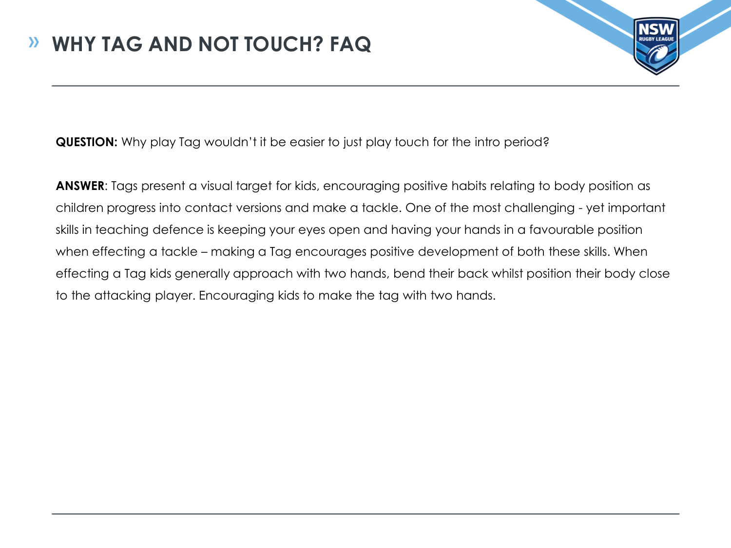# WHY TAG AND NOT TOUCH? FAQ

**QUESTION:** Why play Tag wouldn't it be easier to just play touch for the intro period?

**ANSWER**: Tags present a visual target for kids, encouraging positive habits relating to body position as children progress into contact versions and make a tackle. One of the most challenging - yet important skills in teaching defence is keeping your eyes open and having your hands in a favourable position when effecting a tackle – making a Tag encourages positive development of both these skills. When effecting a Tag kids generally approach with two hands, bend their back whilst position their body close to the attacking player. Encouraging kids to make the tag with two hands.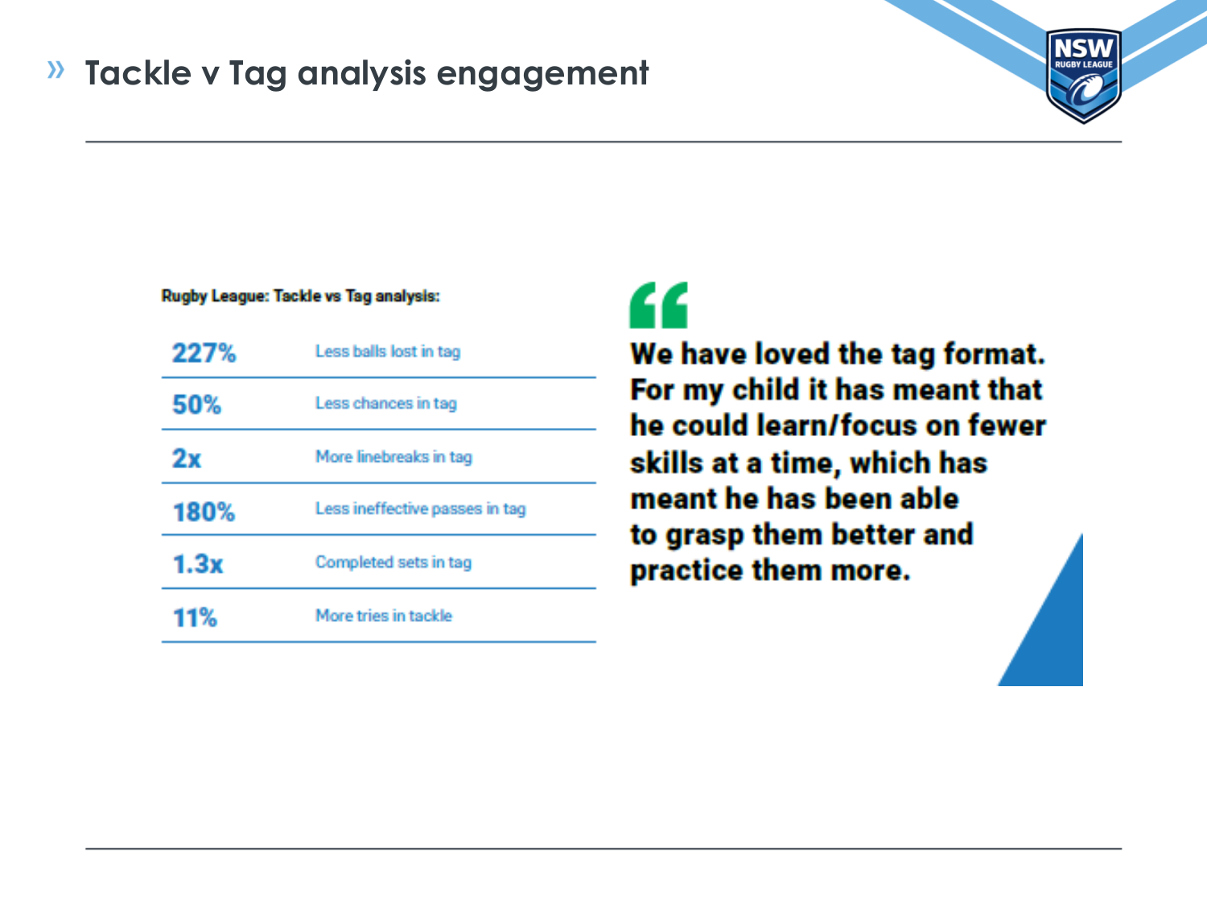# Tackle v Tag analysis engagement

**Rugby League: Tackle vs Tag analysis:**

| | |
|---|---|
| 227% | Less balls lost in tag |
| 50% | Less chances in tag |
| 2x | More linebreaks in tag |
| 180% | Less ineffective passes in tag |
| 1.3x | Completed sets in tag |
| 11% | More tries in tackle |

> **We have loved the tag format. For my child it has meant that he could learn/focus on fewer skills at a time, which has meant he has been able to grasp them better and practice them more.**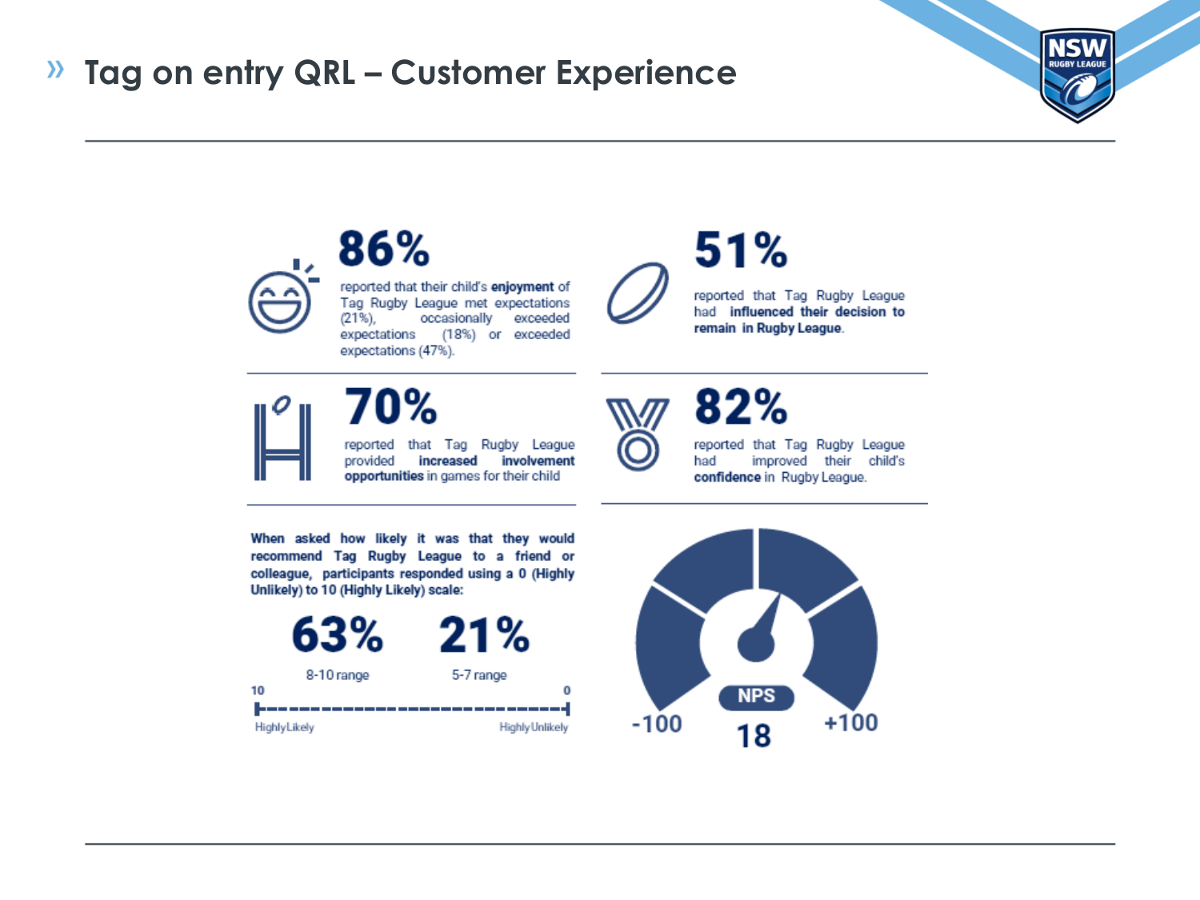# Tag on entry QRL – Customer Experience

**86%**

reported that their child's **enjoyment** of Tag Rugby League met expectations (21%), occasionally exceeded expectations (18%) or exceeded expectations (47%).

**51%**

reported that Tag Rugby League had **influenced their decision to remain in Rugby League**.

**70%**

reported that Tag Rugby League provided **increased involvement opportunities** in games for their child

**82%**

reported that Tag Rugby League had improved their child's **confidence** in Rugby League.

**When asked how likely it was that they would recommend Tag Rugby League to a friend or colleague, participants responded using a 0 (Highly Unlikely) to 10 (Highly Likely) scale:**

**63%**
8-10 range

**21%**
5-7 range

10
0
Highly Likely
Highly Unlikely

NPS
-100
+100
18